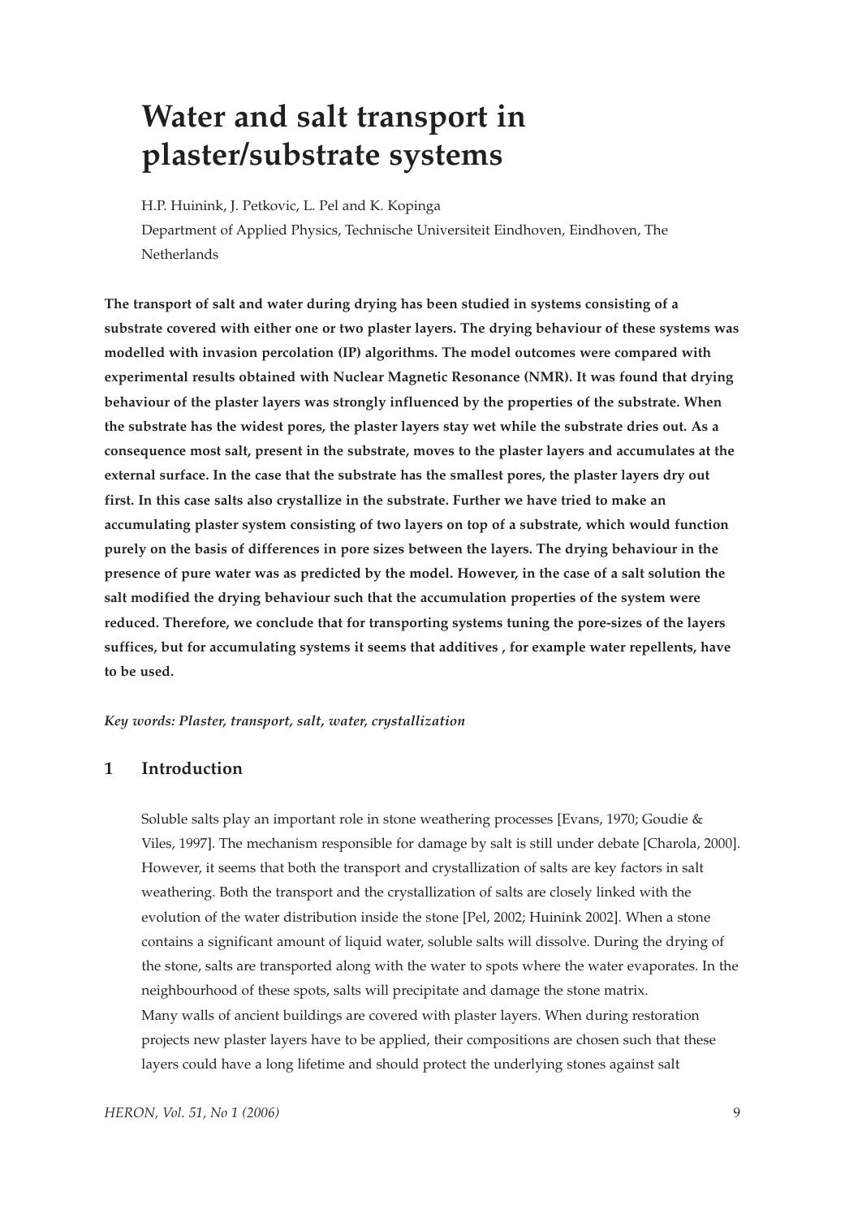# Water and salt transport in plaster/substrate systems

H.P. Huinink, J. Petkovic, L. Pel and K. Kopinga

Department of Applied Physics, Technische Universiteit Eindhoven, Eindhoven, The Netherlands

**The transport of salt and water during drying has been studied in systems consisting of a substrate covered with either one or two plaster layers. The drying behaviour of these systems was modelled with invasion percolation (IP) algorithms. The model outcomes were compared with experimental results obtained with Nuclear Magnetic Resonance (NMR). It was found that drying behaviour of the plaster layers was strongly influenced by the properties of the substrate. When the substrate has the widest pores, the plaster layers stay wet while the substrate dries out. As a consequence most salt, present in the substrate, moves to the plaster layers and accumulates at the external surface. In the case that the substrate has the smallest pores, the plaster layers dry out first. In this case salts also crystallize in the substrate. Further we have tried to make an accumulating plaster system consisting of two layers on top of a substrate, which would function purely on the basis of differences in pore sizes between the layers. The drying behaviour in the presence of pure water was as predicted by the model. However, in the case of a salt solution the salt modified the drying behaviour such that the accumulation properties of the system were reduced. Therefore, we conclude that for transporting systems tuning the pore-sizes of the layers suffices, but for accumulating systems it seems that additives , for example water repellents, have to be used.**

***Key words: Plaster, transport, salt, water, crystallization***

## 1 Introduction

Soluble salts play an important role in stone weathering processes [Evans, 1970; Goudie & Viles, 1997]. The mechanism responsible for damage by salt is still under debate [Charola, 2000]. However, it seems that both the transport and crystallization of salts are key factors in salt weathering. Both the transport and the crystallization of salts are closely linked with the evolution of the water distribution inside the stone [Pel, 2002; Huinink 2002]. When a stone contains a significant amount of liquid water, soluble salts will dissolve. During the drying of the stone, salts are transported along with the water to spots where the water evaporates. In the neighbourhood of these spots, salts will precipitate and damage the stone matrix.

Many walls of ancient buildings are covered with plaster layers. When during restoration projects new plaster layers have to be applied, their compositions are chosen such that these layers could have a long lifetime and should protect the underlying stones against salt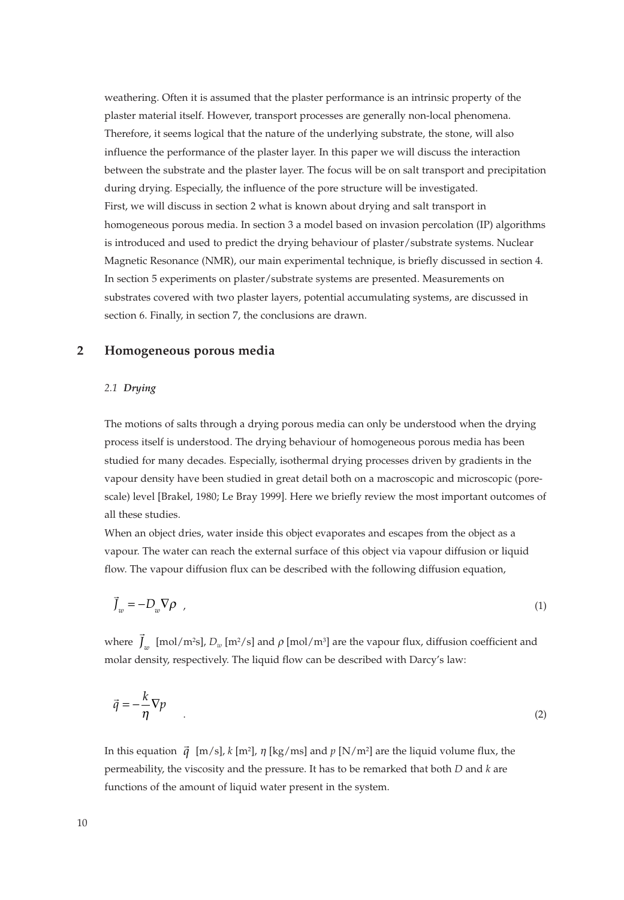weathering. Often it is assumed that the plaster performance is an intrinsic property of the plaster material itself. However, transport processes are generally non-local phenomena. Therefore, it seems logical that the nature of the underlying substrate, the stone, will also influence the performance of the plaster layer. In this paper we will discuss the interaction between the substrate and the plaster layer. The focus will be on salt transport and precipitation during drying. Especially, the influence of the pore structure will be investigated.
First, we will discuss in section 2 what is known about drying and salt transport in homogeneous porous media. In section 3 a model based on invasion percolation (IP) algorithms is introduced and used to predict the drying behaviour of plaster/substrate systems. Nuclear Magnetic Resonance (NMR), our main experimental technique, is briefly discussed in section 4. In section 5 experiments on plaster/substrate systems are presented. Measurements on substrates covered with two plaster layers, potential accumulating systems, are discussed in section 6. Finally, in section 7, the conclusions are drawn.

## 2 Homogeneous porous media

### *2.1 Drying*

The motions of salts through a drying porous media can only be understood when the drying process itself is understood. The drying behaviour of homogeneous porous media has been studied for many decades. Especially, isothermal drying processes driven by gradients in the vapour density have been studied in great detail both on a macroscopic and microscopic (pore-scale) level [Brakel, 1980; Le Bray 1999]. Here we briefly review the most important outcomes of all these studies.
When an object dries, water inside this object evaporates and escapes from the object as a vapour. The water can reach the external surface of this object via vapour diffusion or liquid flow. The vapour diffusion flux can be described with the following diffusion equation,

$$\vec{J}_w = -D_w \nabla \rho \quad , \tag{1}$$

where $\vec{J}_w$ [mol/m²s], $D_w$ [m²/s] and $\rho$ [mol/m³] are the vapour flux, diffusion coefficient and molar density, respectively. The liquid flow can be described with Darcy's law:

$$\vec{q} = -\frac{k}{\eta} \nabla p \quad . \tag{2}$$

In this equation $\vec{q}$ [m/s], $k$ [m²], $\eta$ [kg/ms] and $p$ [N/m²] are the liquid volume flux, the permeability, the viscosity and the pressure. It has to be remarked that both $D$ and $k$ are functions of the amount of liquid water present in the system.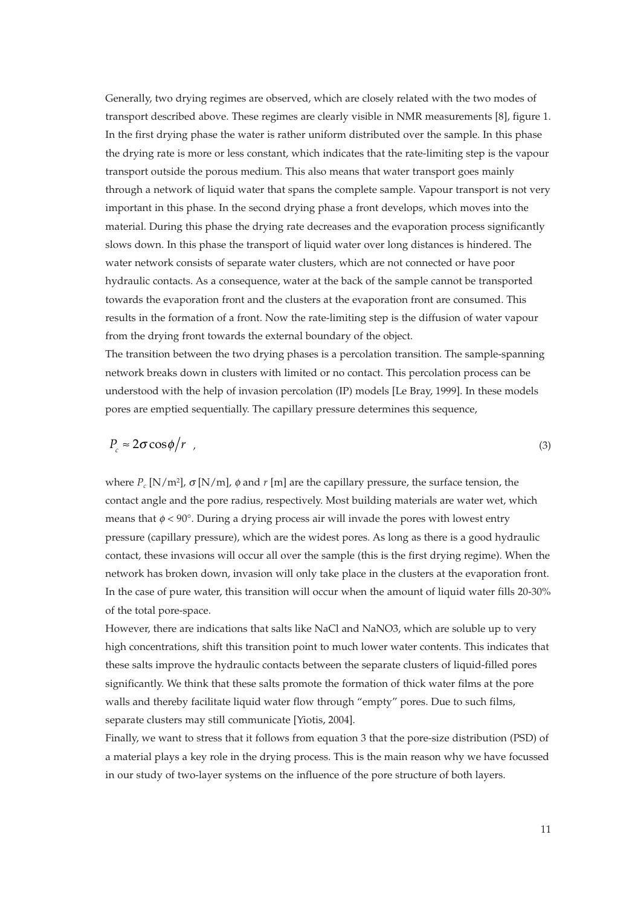Generally, two drying regimes are observed, which are closely related with the two modes of transport described above. These regimes are clearly visible in NMR measurements [8], figure 1. In the first drying phase the water is rather uniform distributed over the sample. In this phase the drying rate is more or less constant, which indicates that the rate-limiting step is the vapour transport outside the porous medium. This also means that water transport goes mainly through a network of liquid water that spans the complete sample. Vapour transport is not very important in this phase. In the second drying phase a front develops, which moves into the material. During this phase the drying rate decreases and the evaporation process significantly slows down. In this phase the transport of liquid water over long distances is hindered. The water network consists of separate water clusters, which are not connected or have poor hydraulic contacts. As a consequence, water at the back of the sample cannot be transported towards the evaporation front and the clusters at the evaporation front are consumed. This results in the formation of a front. Now the rate-limiting step is the diffusion of water vapour from the drying front towards the external boundary of the object.

The transition between the two drying phases is a percolation transition. The sample-spanning network breaks down in clusters with limited or no contact. This percolation process can be understood with the help of invasion percolation (IP) models [Le Bray, 1999]. In these models pores are emptied sequentially. The capillary pressure determines this sequence,

$$P_c \approx 2\sigma \cos\phi / r \quad , \tag{3}$$

where $P_c$ [N/m²], $\sigma$ [N/m], $\phi$ and $r$ [m] are the capillary pressure, the surface tension, the contact angle and the pore radius, respectively. Most building materials are water wet, which means that $\phi < 90°$. During a drying process air will invade the pores with lowest entry pressure (capillary pressure), which are the widest pores. As long as there is a good hydraulic contact, these invasions will occur all over the sample (this is the first drying regime). When the network has broken down, invasion will only take place in the clusters at the evaporation front. In the case of pure water, this transition will occur when the amount of liquid water fills 20-30% of the total pore-space.

However, there are indications that salts like NaCl and $NaNO_3$, which are soluble up to very high concentrations, shift this transition point to much lower water contents. This indicates that these salts improve the hydraulic contacts between the separate clusters of liquid-filled pores significantly. We think that these salts promote the formation of thick water films at the pore walls and thereby facilitate liquid water flow through "empty" pores. Due to such films, separate clusters may still communicate [Yiotis, 2004].

Finally, we want to stress that it follows from equation 3 that the pore-size distribution (PSD) of a material plays a key role in the drying process. This is the main reason why we have focussed in our study of two-layer systems on the influence of the pore structure of both layers.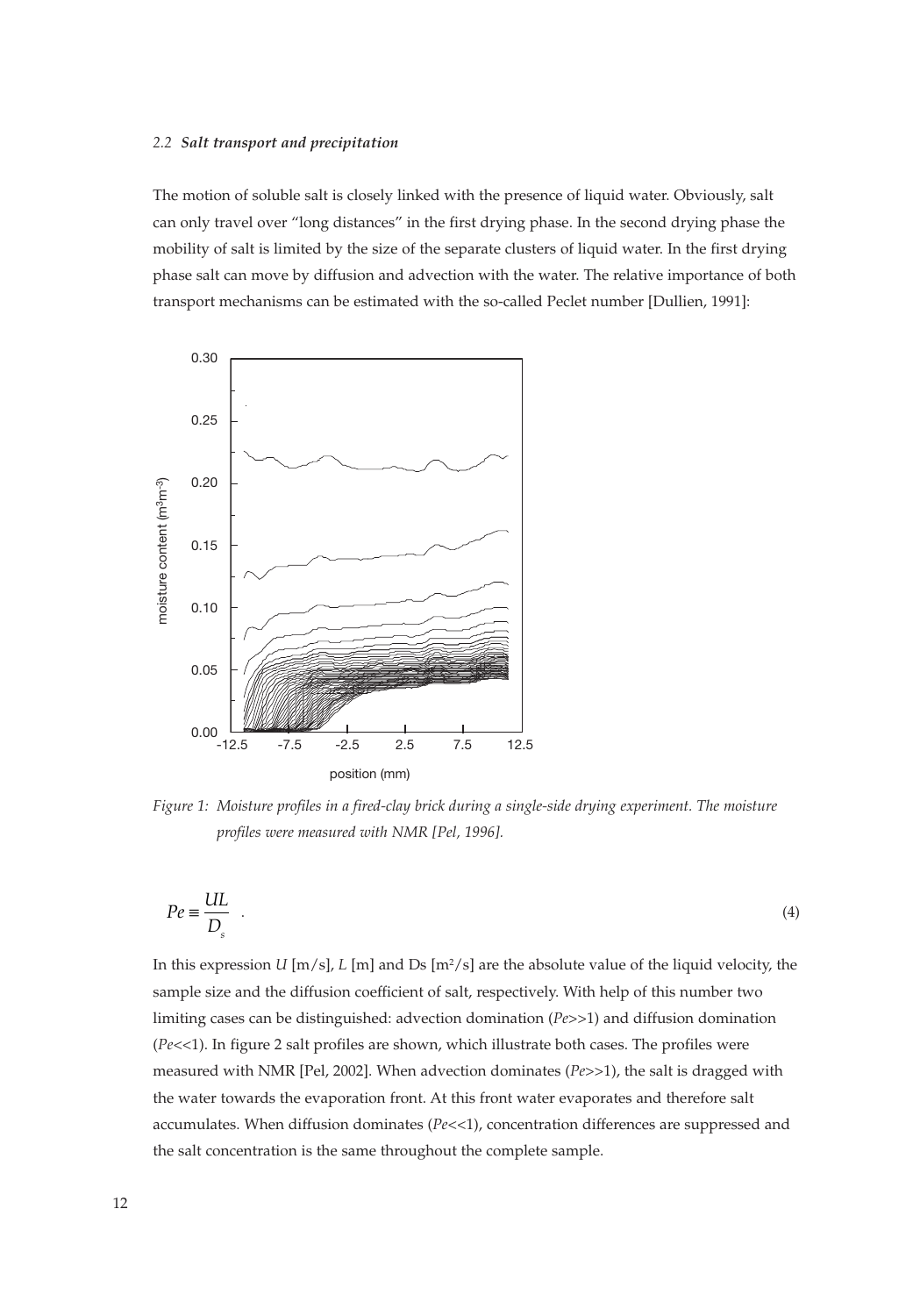### 2.2 *Salt transport and precipitation*

The motion of soluble salt is closely linked with the presence of liquid water. Obviously, salt can only travel over "long distances" in the first drying phase. In the second drying phase the mobility of salt is limited by the size of the separate clusters of liquid water. In the first drying phase salt can move by diffusion and advection with the water. The relative importance of both transport mechanisms can be estimated with the so-called Peclet number [Dullien, 1991]:

*Figure 1: Moisture profiles in a fired-clay brick during a single-side drying experiment. The moisture profiles were measured with NMR [Pel, 1996].*

$$Pe \equiv \frac{UL}{D_s} \quad . \tag{4}$$

In this expression $U$ [m/s], $L$ [m] and Ds [$m^2$/s] are the absolute value of the liquid velocity, the sample size and the diffusion coefficient of salt, respectively. With help of this number two limiting cases can be distinguished: advection domination ($Pe$>>1) and diffusion domination ($Pe$<<1). In figure 2 salt profiles are shown, which illustrate both cases. The profiles were measured with NMR [Pel, 2002]. When advection dominates ($Pe$>>1), the salt is dragged with the water towards the evaporation front. At this front water evaporates and therefore salt accumulates. When diffusion dominates ($Pe$<<1), concentration differences are suppressed and the salt concentration is the same throughout the complete sample.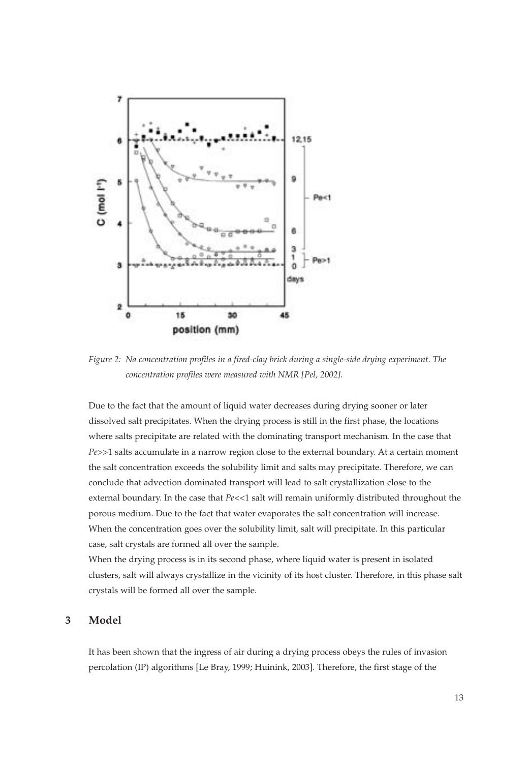*Figure 2: Na concentration profiles in a fired-clay brick during a single-side drying experiment. The concentration profiles were measured with NMR [Pel, 2002].*

Due to the fact that the amount of liquid water decreases during drying sooner or later dissolved salt precipitates. When the drying process is still in the first phase, the locations where salts precipitate are related with the dominating transport mechanism. In the case that $Pe \gg 1$ salts accumulate in a narrow region close to the external boundary. At a certain moment the salt concentration exceeds the solubility limit and salts may precipitate. Therefore, we can conclude that advection dominated transport will lead to salt crystallization close to the external boundary. In the case that $Pe \ll 1$ salt will remain uniformly distributed throughout the porous medium. Due to the fact that water evaporates the salt concentration will increase. When the concentration goes over the solubility limit, salt will precipitate. In this particular case, salt crystals are formed all over the sample.

When the drying process is in its second phase, where liquid water is present in isolated clusters, salt will always crystallize in the vicinity of its host cluster. Therefore, in this phase salt crystals will be formed all over the sample.

## 3 Model

It has been shown that the ingress of air during a drying process obeys the rules of invasion percolation (IP) algorithms [Le Bray, 1999; Huinink, 2003]. Therefore, the first stage of the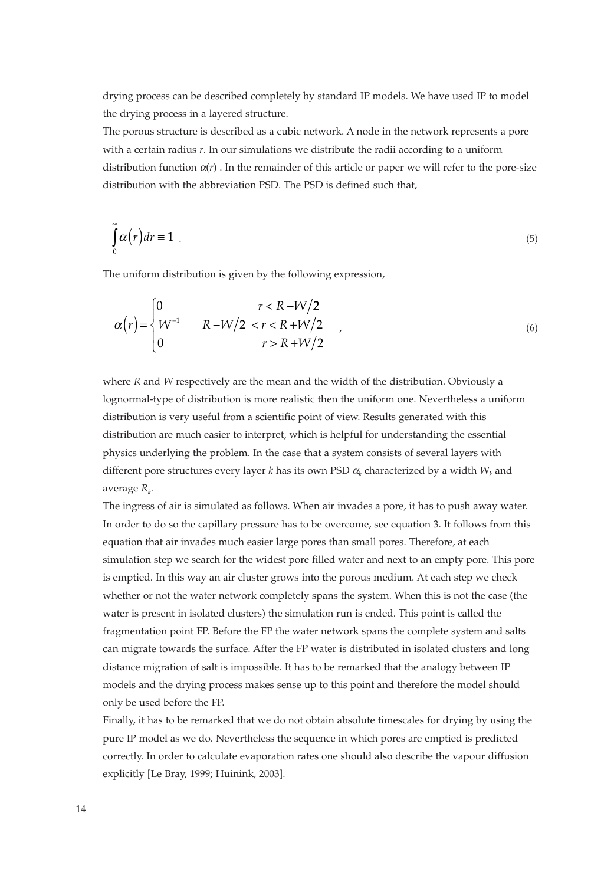drying process can be described completely by standard IP models. We have used IP to model the drying process in a layered structure.

The porous structure is described as a cubic network. A node in the network represents a pore with a certain radius $r$. In our simulations we distribute the radii according to a uniform distribution function $\alpha(r)$ . In the remainder of this article or paper we will refer to the pore-size distribution with the abbreviation PSD. The PSD is defined such that,

$$\int_0^\infty \alpha(r) dr \equiv 1 \quad . \tag{5}$$

The uniform distribution is given by the following expression,

$$\alpha(r) = \begin{cases} 0 & r < R - W/2 \\ W^{-1} & R - W/2 < r < R + W/2 \\ 0 & r > R + W/2 \end{cases} , \tag{6}$$

where $R$ and $W$ respectively are the mean and the width of the distribution. Obviously a lognormal-type of distribution is more realistic then the uniform one. Nevertheless a uniform distribution is very useful from a scientific point of view. Results generated with this distribution are much easier to interpret, which is helpful for understanding the essential physics underlying the problem. In the case that a system consists of several layers with different pore structures every layer $k$ has its own PSD $\alpha_k$ characterized by a width $W_k$ and average $R_k$.

The ingress of air is simulated as follows. When air invades a pore, it has to push away water. In order to do so the capillary pressure has to be overcome, see equation 3. It follows from this equation that air invades much easier large pores than small pores. Therefore, at each simulation step we search for the widest pore filled water and next to an empty pore. This pore is emptied. In this way an air cluster grows into the porous medium. At each step we check whether or not the water network completely spans the system. When this is not the case (the water is present in isolated clusters) the simulation run is ended. This point is called the fragmentation point FP. Before the FP the water network spans the complete system and salts can migrate towards the surface. After the FP water is distributed in isolated clusters and long distance migration of salt is impossible. It has to be remarked that the analogy between IP models and the drying process makes sense up to this point and therefore the model should only be used before the FP.

Finally, it has to be remarked that we do not obtain absolute timescales for drying by using the pure IP model as we do. Nevertheless the sequence in which pores are emptied is predicted correctly. In order to calculate evaporation rates one should also describe the vapour diffusion explicitly [Le Bray, 1999; Huinink, 2003].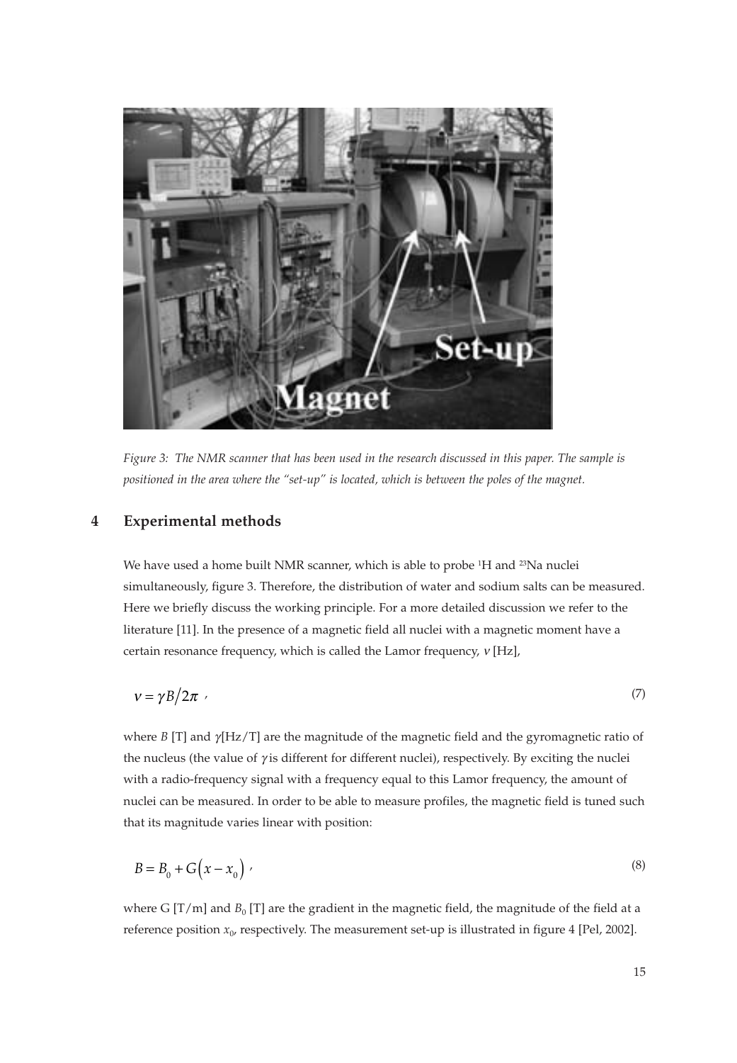Figure 3: The NMR scanner that has been used in the research discussed in this paper. The sample is positioned in the area where the "set-up" is located, which is between the poles of the magnet.

## 4 Experimental methods

We have used a home built NMR scanner, which is able to probe $^{1}H$ and $^{23}Na$ nuclei simultaneously, figure 3. Therefore, the distribution of water and sodium salts can be measured. Here we briefly discuss the working principle. For a more detailed discussion we refer to the literature [11]. In the presence of a magnetic field all nuclei with a magnetic moment have a certain resonance frequency, which is called the Lamor frequency, $\nu$ [Hz],

$$\nu = \gamma B / 2\pi \, , \tag{7}$$

where $B$ [T] and $\gamma$[Hz/T] are the magnitude of the magnetic field and the gyromagnetic ratio of the nucleus (the value of $\gamma$ is different for different nuclei), respectively. By exciting the nuclei with a radio-frequency signal with a frequency equal to this Lamor frequency, the amount of nuclei can be measured. In order to be able to measure profiles, the magnetic field is tuned such that its magnitude varies linear with position:

$$B = B_0 + G\left(x - x_0\right) \, , \tag{8}$$

where G [T/m] and $B_0$ [T] are the gradient in the magnetic field, the magnitude of the field at a reference position $x_0$, respectively. The measurement set-up is illustrated in figure 4 [Pel, 2002].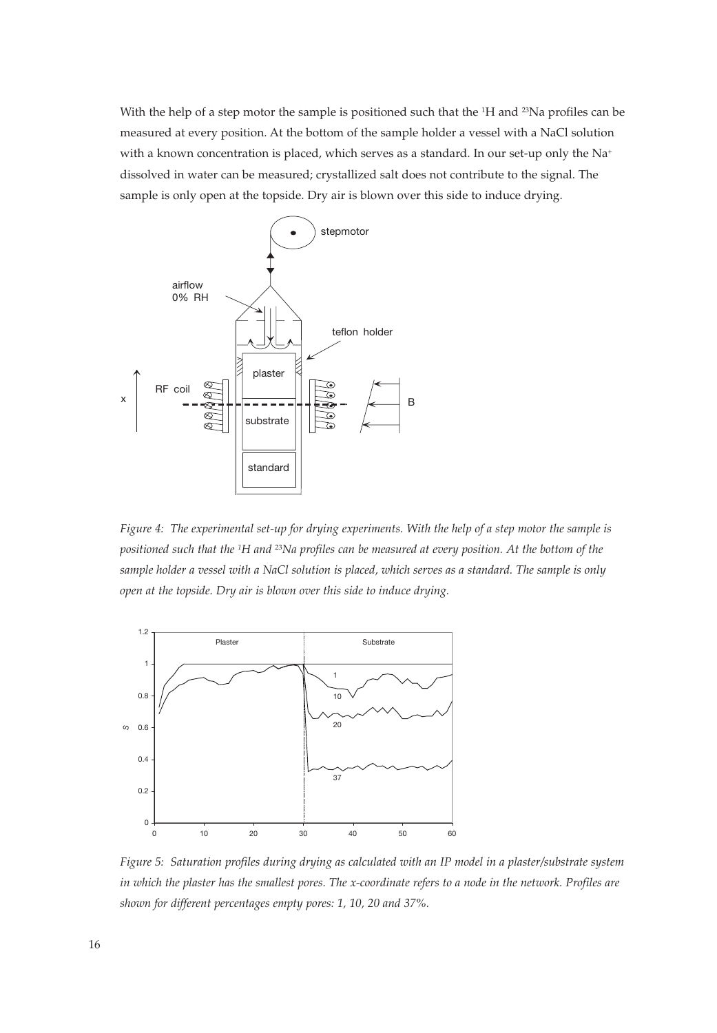With the help of a step motor the sample is positioned such that the $^{1}H$ and $^{23}Na$ profiles can be measured at every position. At the bottom of the sample holder a vessel with a NaCl solution with a known concentration is placed, which serves as a standard. In our set-up only the $Na^{+}$ dissolved in water can be measured; crystallized salt does not contribute to the signal. The sample is only open at the topside. Dry air is blown over this side to induce drying.

*Figure 4: The experimental set-up for drying experiments. With the help of a step motor the sample is positioned such that the $^{1}H$ and $^{23}Na$ profiles can be measured at every position. At the bottom of the sample holder a vessel with a NaCl solution is placed, which serves as a standard. The sample is only open at the topside. Dry air is blown over this side to induce drying.*

*Figure 5: Saturation profiles during drying as calculated with an IP model in a plaster/substrate system in which the plaster has the smallest pores. The x-coordinate refers to a node in the network. Profiles are shown for different percentages empty pores: 1, 10, 20 and 37%.*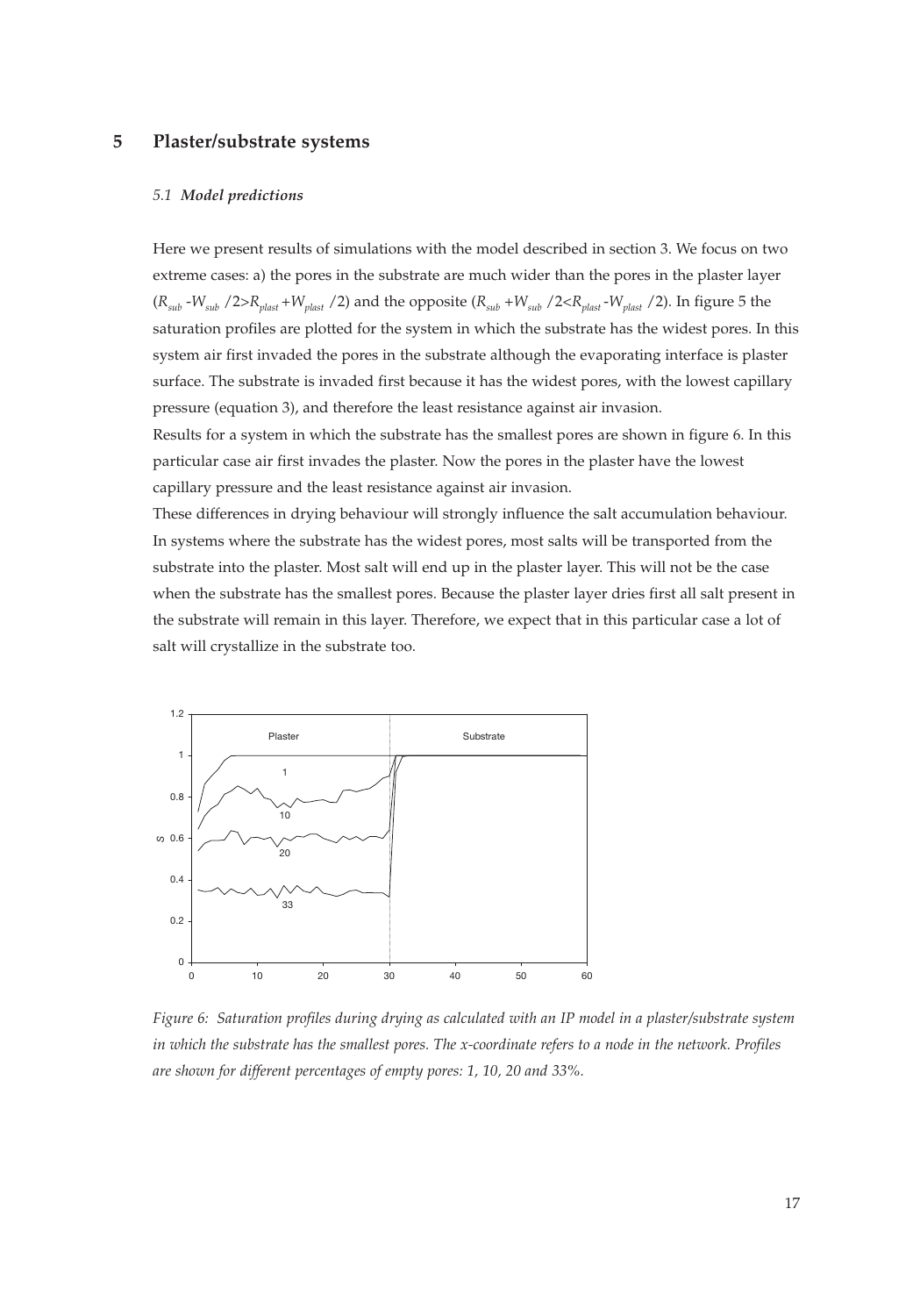# 5 Plaster/substrate systems

### *5.1 Model predictions*

Here we present results of simulations with the model described in section 3. We focus on two extreme cases: a) the pores in the substrate are much wider than the pores in the plaster layer ($R_{sub}$ -$W_{sub}$ /2>$R_{plast}$ +$W_{plast}$ /2) and the opposite ($R_{sub}$ +$W_{sub}$ /2<$R_{plast}$ -$W_{plast}$ /2). In figure 5 the saturation profiles are plotted for the system in which the substrate has the widest pores. In this system air first invaded the pores in the substrate although the evaporating interface is plaster surface. The substrate is invaded first because it has the widest pores, with the lowest capillary pressure (equation 3), and therefore the least resistance against air invasion.

Results for a system in which the substrate has the smallest pores are shown in figure 6. In this particular case air first invades the plaster. Now the pores in the plaster have the lowest capillary pressure and the least resistance against air invasion.

These differences in drying behaviour will strongly influence the salt accumulation behaviour. In systems where the substrate has the widest pores, most salts will be transported from the substrate into the plaster. Most salt will end up in the plaster layer. This will not be the case when the substrate has the smallest pores. Because the plaster layer dries first all salt present in the substrate will remain in this layer. Therefore, we expect that in this particular case a lot of salt will crystallize in the substrate too.

*Figure 6: Saturation profiles during drying as calculated with an IP model in a plaster/substrate system in which the substrate has the smallest pores. The x-coordinate refers to a node in the network. Profiles are shown for different percentages of empty pores: 1, 10, 20 and 33%.*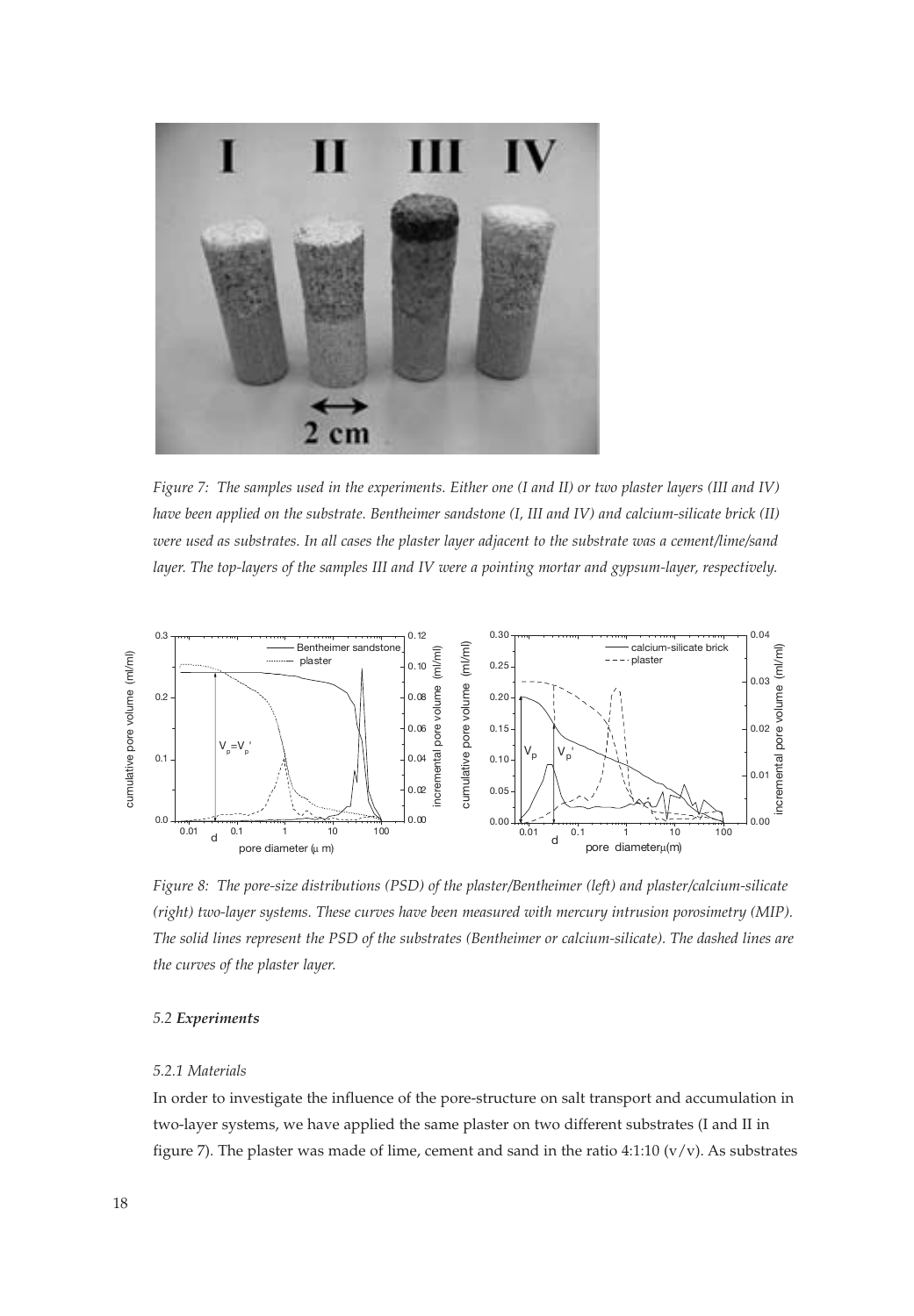*Figure 7: The samples used in the experiments. Either one (I and II) or two plaster layers (III and IV) have been applied on the substrate. Bentheimer sandstone (I, III and IV) and calcium-silicate brick (II) were used as substrates. In all cases the plaster layer adjacent to the substrate was a cement/lime/sand layer. The top-layers of the samples III and IV were a pointing mortar and gypsum-layer, respectively.*

*Figure 8: The pore-size distributions (PSD) of the plaster/Bentheimer (left) and plaster/calcium-silicate (right) two-layer systems. These curves have been measured with mercury intrusion porosimetry (MIP). The solid lines represent the PSD of the substrates (Bentheimer or calcium-silicate). The dashed lines are the curves of the plaster layer.*

### 5.2 *Experiments*

#### *5.2.1 Materials*

In order to investigate the influence of the pore-structure on salt transport and accumulation in two-layer systems, we have applied the same plaster on two different substrates (I and II in figure 7). The plaster was made of lime, cement and sand in the ratio 4:1:10 (v/v). As substrates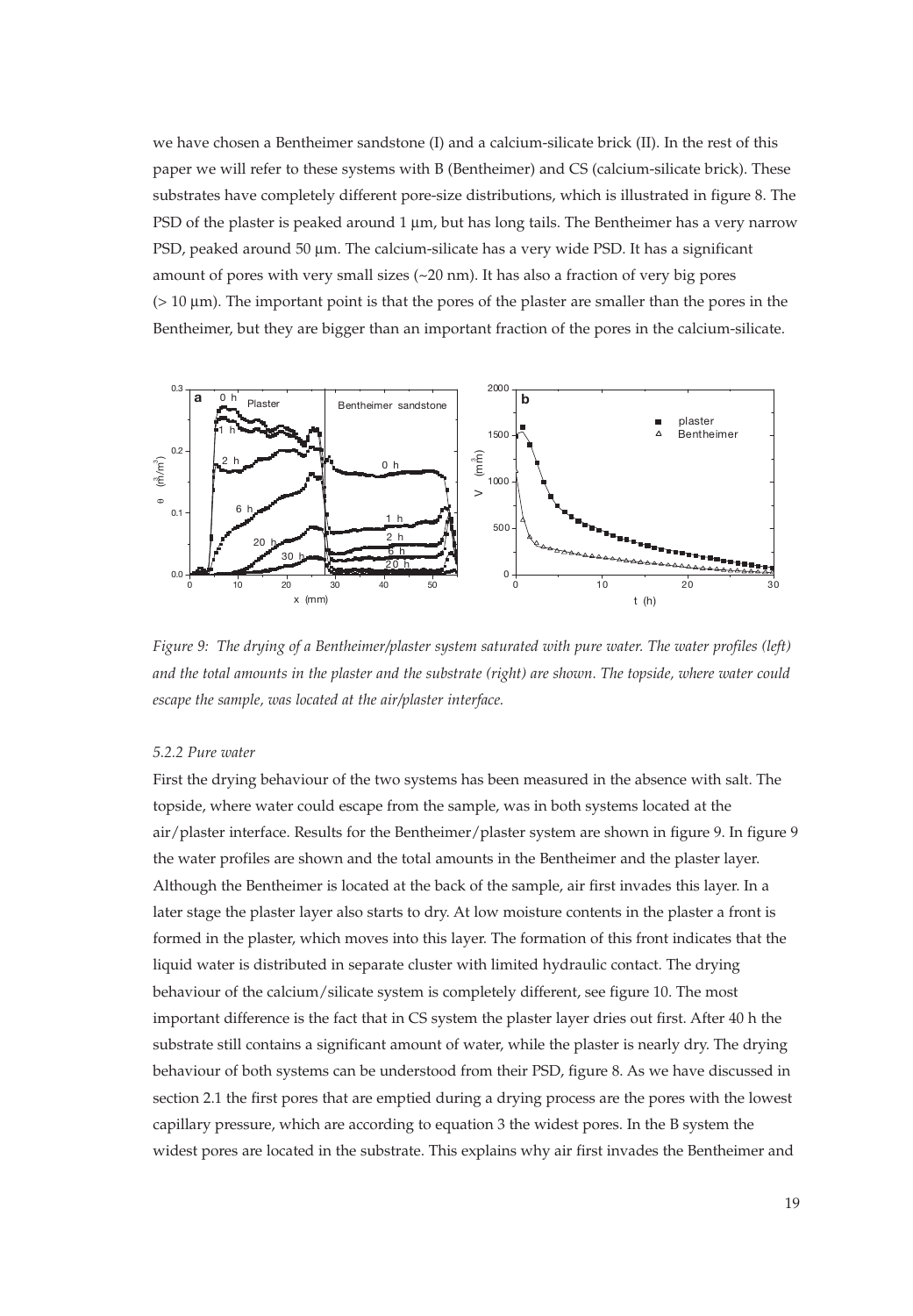we have chosen a Bentheimer sandstone (I) and a calcium-silicate brick (II). In the rest of this paper we will refer to these systems with B (Bentheimer) and CS (calcium-silicate brick). These substrates have completely different pore-size distributions, which is illustrated in figure 8. The PSD of the plaster is peaked around 1 µm, but has long tails. The Bentheimer has a very narrow PSD, peaked around 50 µm. The calcium-silicate has a very wide PSD. It has a significant amount of pores with very small sizes (~20 nm). It has also a fraction of very big pores (> 10 µm). The important point is that the pores of the plaster are smaller than the pores in the Bentheimer, but they are bigger than an important fraction of the pores in the calcium-silicate.

*Figure 9: The drying of a Bentheimer/plaster system saturated with pure water. The water profiles (left) and the total amounts in the plaster and the substrate (right) are shown. The topside, where water could escape the sample, was located at the air/plaster interface.*

#### *5.2.2 Pure water*

First the drying behaviour of the two systems has been measured in the absence with salt. The topside, where water could escape from the sample, was in both systems located at the air/plaster interface. Results for the Bentheimer/plaster system are shown in figure 9. In figure 9 the water profiles are shown and the total amounts in the Bentheimer and the plaster layer. Although the Bentheimer is located at the back of the sample, air first invades this layer. In a later stage the plaster layer also starts to dry. At low moisture contents in the plaster a front is formed in the plaster, which moves into this layer. The formation of this front indicates that the liquid water is distributed in separate cluster with limited hydraulic contact. The drying behaviour of the calcium/silicate system is completely different, see figure 10. The most important difference is the fact that in CS system the plaster layer dries out first. After 40 h the substrate still contains a significant amount of water, while the plaster is nearly dry. The drying behaviour of both systems can be understood from their PSD, figure 8. As we have discussed in section 2.1 the first pores that are emptied during a drying process are the pores with the lowest capillary pressure, which are according to equation 3 the widest pores. In the B system the widest pores are located in the substrate. This explains why air first invades the Bentheimer and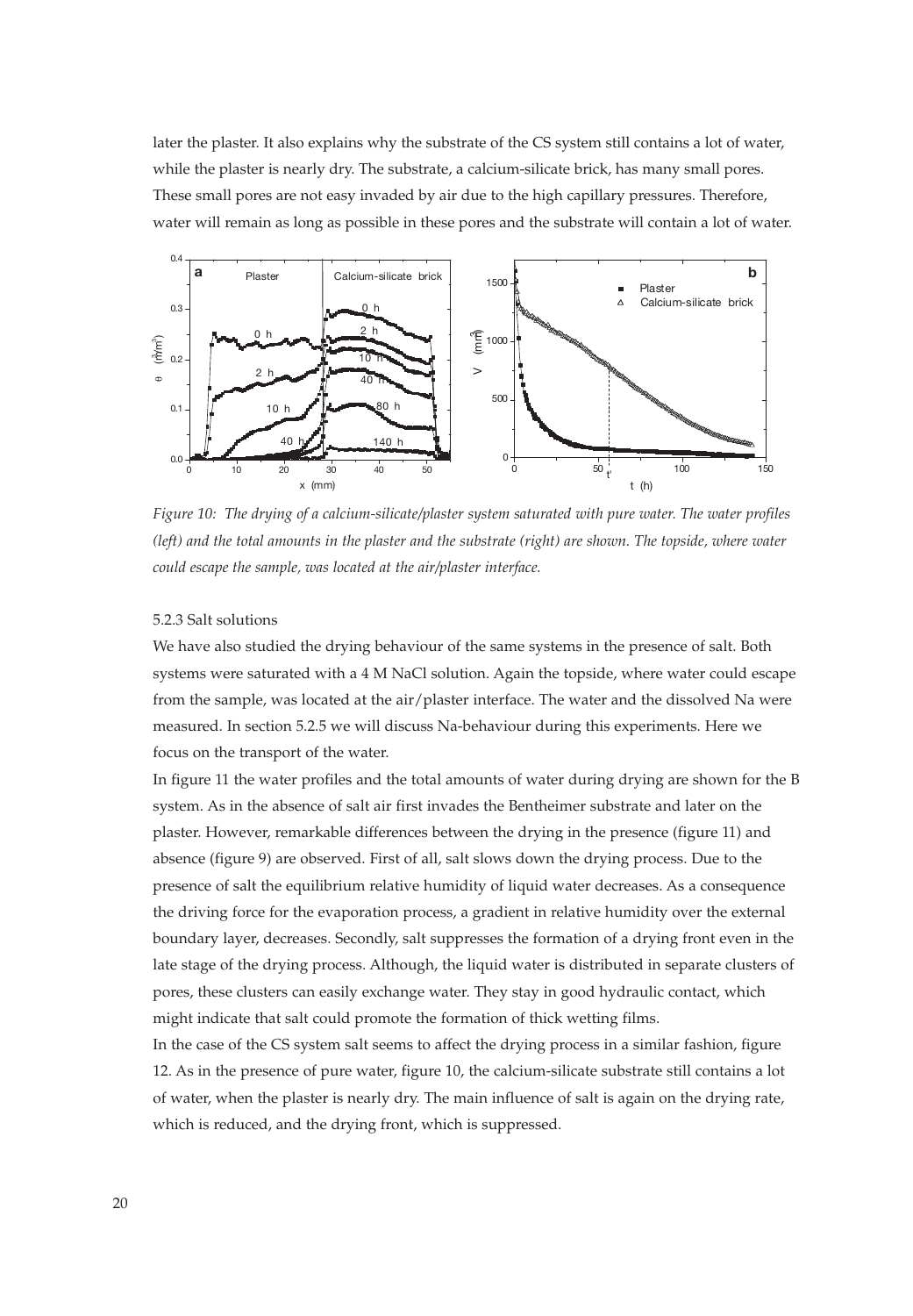later the plaster. It also explains why the substrate of the CS system still contains a lot of water, while the plaster is nearly dry. The substrate, a calcium-silicate brick, has many small pores. These small pores are not easy invaded by air due to the high capillary pressures. Therefore, water will remain as long as possible in these pores and the substrate will contain a lot of water.

*Figure 10: The drying of a calcium-silicate/plaster system saturated with pure water. The water profiles (left) and the total amounts in the plaster and the substrate (right) are shown. The topside, where water could escape the sample, was located at the air/plaster interface.*

### 5.2.3 Salt solutions

We have also studied the drying behaviour of the same systems in the presence of salt. Both systems were saturated with a 4 M NaCl solution. Again the topside, where water could escape from the sample, was located at the air/plaster interface. The water and the dissolved Na were measured. In section 5.2.5 we will discuss Na-behaviour during this experiments. Here we focus on the transport of the water.

In figure 11 the water profiles and the total amounts of water during drying are shown for the B system. As in the absence of salt air first invades the Bentheimer substrate and later on the plaster. However, remarkable differences between the drying in the presence (figure 11) and absence (figure 9) are observed. First of all, salt slows down the drying process. Due to the presence of salt the equilibrium relative humidity of liquid water decreases. As a consequence the driving force for the evaporation process, a gradient in relative humidity over the external boundary layer, decreases. Secondly, salt suppresses the formation of a drying front even in the late stage of the drying process. Although, the liquid water is distributed in separate clusters of pores, these clusters can easily exchange water. They stay in good hydraulic contact, which might indicate that salt could promote the formation of thick wetting films.

In the case of the CS system salt seems to affect the drying process in a similar fashion, figure 12. As in the presence of pure water, figure 10, the calcium-silicate substrate still contains a lot of water, when the plaster is nearly dry. The main influence of salt is again on the drying rate, which is reduced, and the drying front, which is suppressed.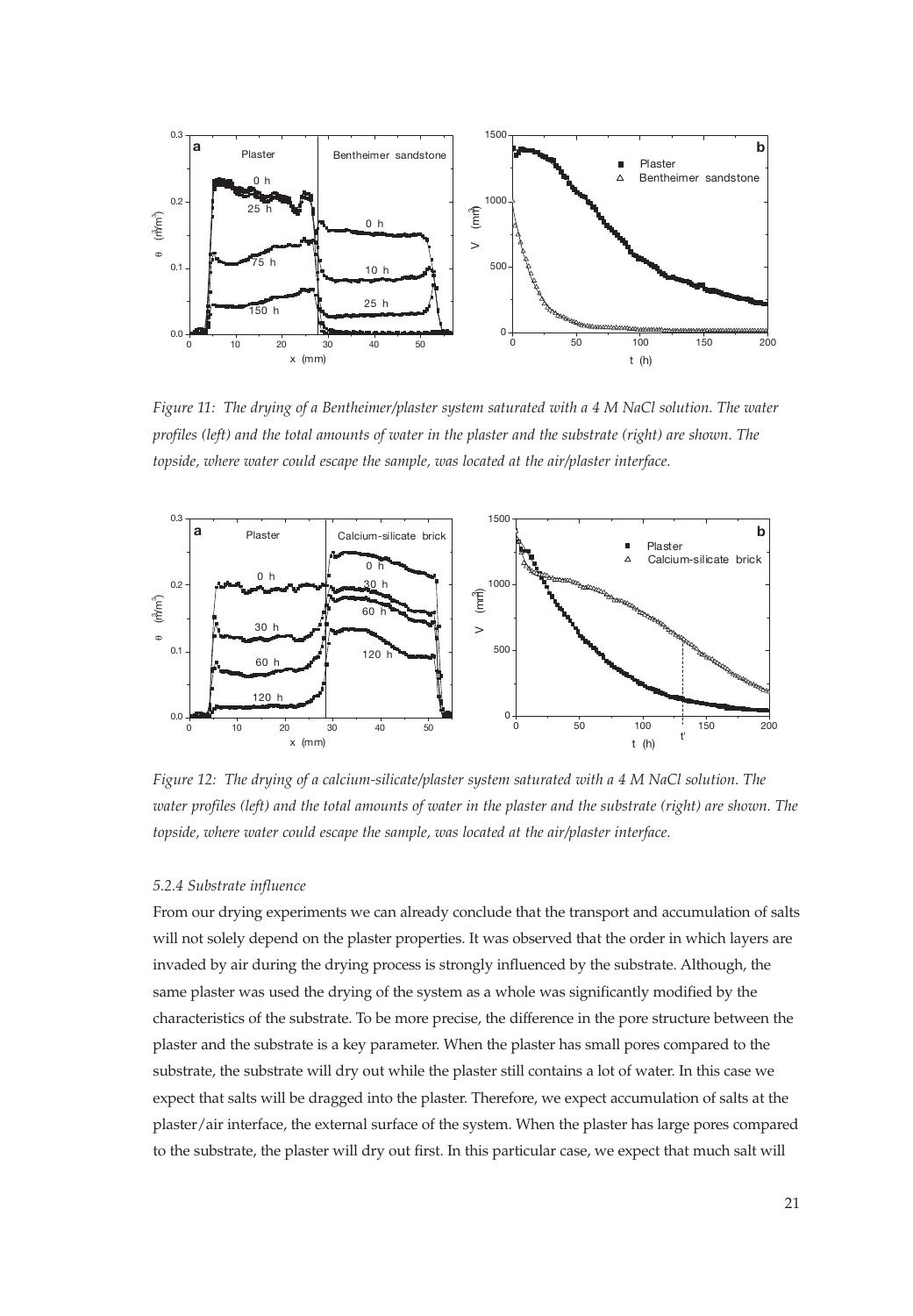*Figure 11: The drying of a Bentheimer/plaster system saturated with a 4 M NaCl solution. The water profiles (left) and the total amounts of water in the plaster and the substrate (right) are shown. The topside, where water could escape the sample, was located at the air/plaster interface.*

*Figure 12: The drying of a calcium-silicate/plaster system saturated with a 4 M NaCl solution. The water profiles (left) and the total amounts of water in the plaster and the substrate (right) are shown. The topside, where water could escape the sample, was located at the air/plaster interface.*

#### *5.2.4 Substrate influence*

From our drying experiments we can already conclude that the transport and accumulation of salts will not solely depend on the plaster properties. It was observed that the order in which layers are invaded by air during the drying process is strongly influenced by the substrate. Although, the same plaster was used the drying of the system as a whole was significantly modified by the characteristics of the substrate. To be more precise, the difference in the pore structure between the plaster and the substrate is a key parameter. When the plaster has small pores compared to the substrate, the substrate will dry out while the plaster still contains a lot of water. In this case we expect that salts will be dragged into the plaster. Therefore, we expect accumulation of salts at the plaster/air interface, the external surface of the system. When the plaster has large pores compared to the substrate, the plaster will dry out first. In this particular case, we expect that much salt will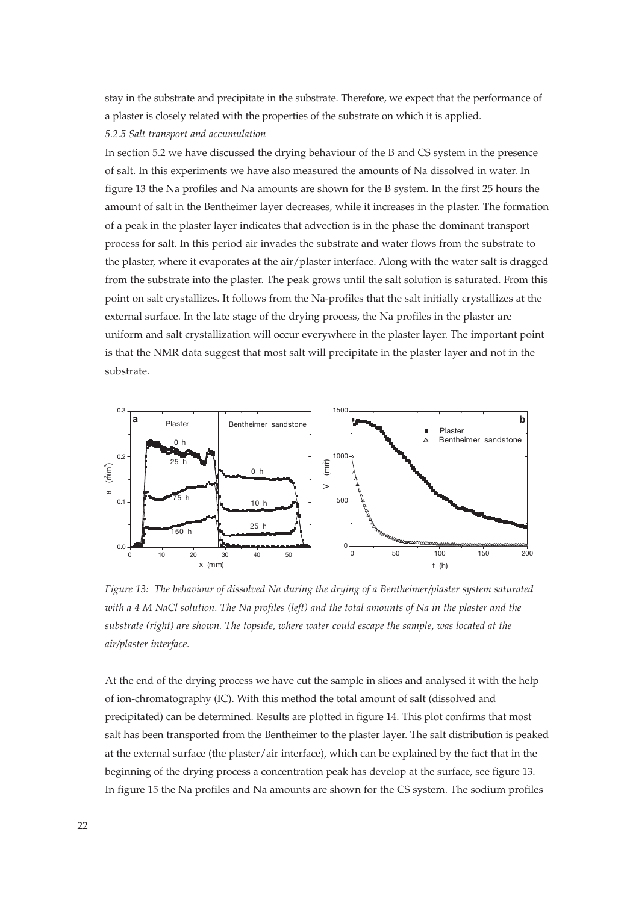stay in the substrate and precipitate in the substrate. Therefore, we expect that the performance of a plaster is closely related with the properties of the substrate on which it is applied.

*5.2.5 Salt transport and accumulation*

In section 5.2 we have discussed the drying behaviour of the B and CS system in the presence of salt. In this experiments we have also measured the amounts of Na dissolved in water. In figure 13 the Na profiles and Na amounts are shown for the B system. In the first 25 hours the amount of salt in the Bentheimer layer decreases, while it increases in the plaster. The formation of a peak in the plaster layer indicates that advection is in the phase the dominant transport process for salt. In this period air invades the substrate and water flows from the substrate to the plaster, where it evaporates at the air/plaster interface. Along with the water salt is dragged from the substrate into the plaster. The peak grows until the salt solution is saturated. From this point on salt crystallizes. It follows from the Na-profiles that the salt initially crystallizes at the external surface. In the late stage of the drying process, the Na profiles in the plaster are uniform and salt crystallization will occur everywhere in the plaster layer. The important point is that the NMR data suggest that most salt will precipitate in the plaster layer and not in the substrate.

*Figure 13: The behaviour of dissolved Na during the drying of a Bentheimer/plaster system saturated with a 4 M NaCl solution. The Na profiles (left) and the total amounts of Na in the plaster and the substrate (right) are shown. The topside, where water could escape the sample, was located at the air/plaster interface.*

At the end of the drying process we have cut the sample in slices and analysed it with the help of ion-chromatography (IC). With this method the total amount of salt (dissolved and precipitated) can be determined. Results are plotted in figure 14. This plot confirms that most salt has been transported from the Bentheimer to the plaster layer. The salt distribution is peaked at the external surface (the plaster/air interface), which can be explained by the fact that in the beginning of the drying process a concentration peak has develop at the surface, see figure 13. In figure 15 the Na profiles and Na amounts are shown for the CS system. The sodium profiles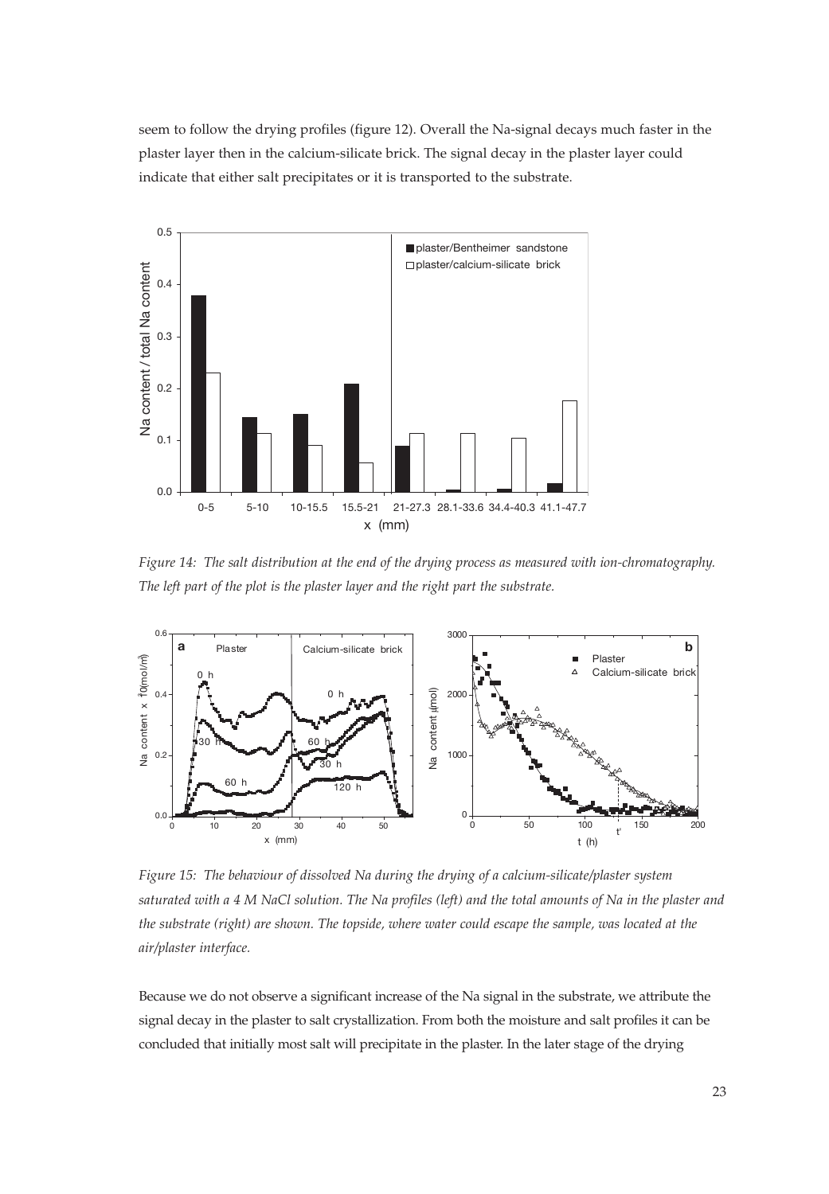seem to follow the drying profiles (figure 12). Overall the Na-signal decays much faster in the plaster layer then in the calcium-silicate brick. The signal decay in the plaster layer could indicate that either salt precipitates or it is transported to the substrate.

*Figure 14: The salt distribution at the end of the drying process as measured with ion-chromatography. The left part of the plot is the plaster layer and the right part the substrate.*

*Figure 15: The behaviour of dissolved Na during the drying of a calcium-silicate/plaster system saturated with a 4 M NaCl solution. The Na profiles (left) and the total amounts of Na in the plaster and the substrate (right) are shown. The topside, where water could escape the sample, was located at the air/plaster interface.*

Because we do not observe a significant increase of the Na signal in the substrate, we attribute the signal decay in the plaster to salt crystallization. From both the moisture and salt profiles it can be concluded that initially most salt will precipitate in the plaster. In the later stage of the drying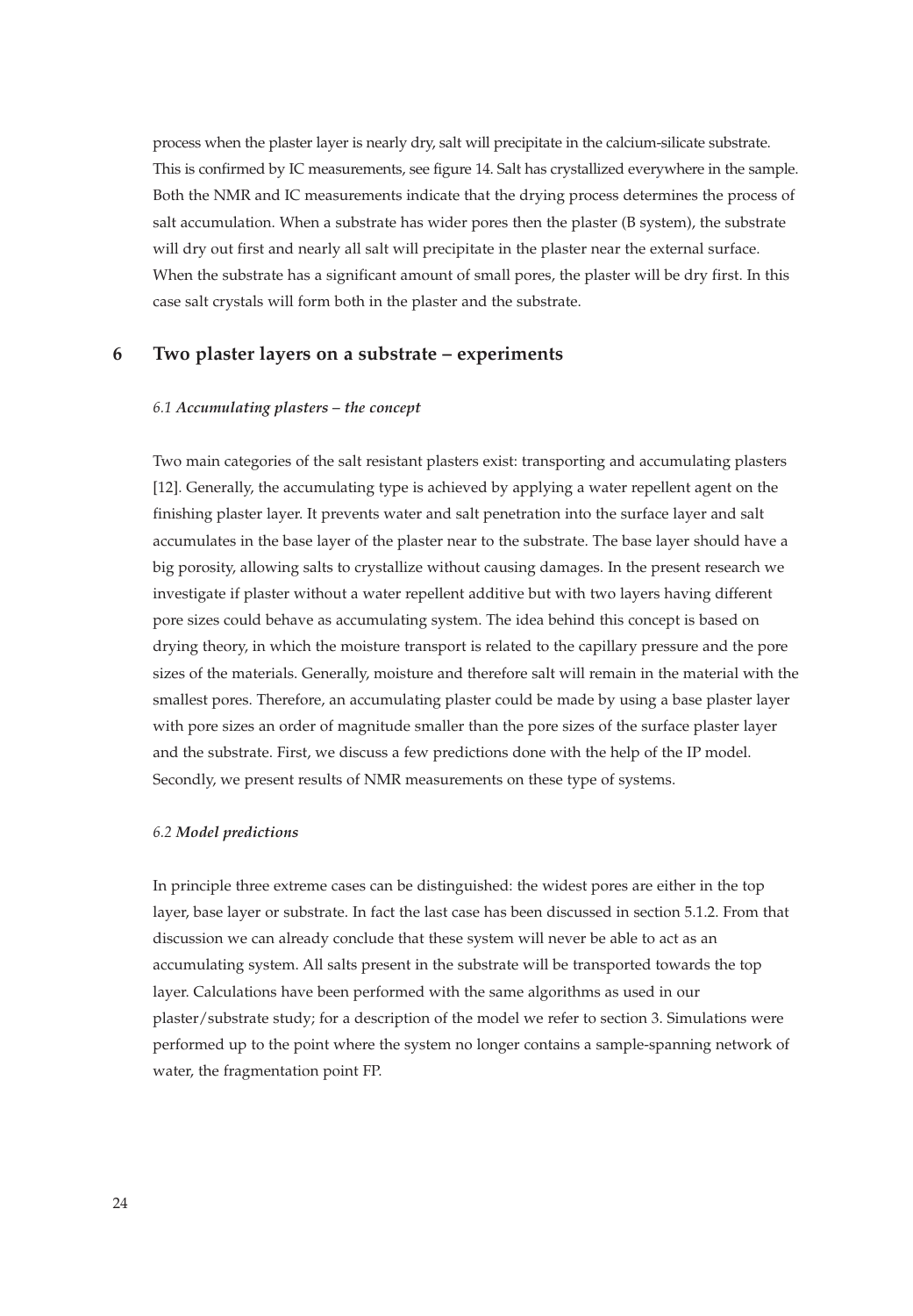process when the plaster layer is nearly dry, salt will precipitate in the calcium-silicate substrate. This is confirmed by IC measurements, see figure 14. Salt has crystallized everywhere in the sample. Both the NMR and IC measurements indicate that the drying process determines the process of salt accumulation. When a substrate has wider pores then the plaster (B system), the substrate will dry out first and nearly all salt will precipitate in the plaster near the external surface. When the substrate has a significant amount of small pores, the plaster will be dry first. In this case salt crystals will form both in the plaster and the substrate.

## 6 Two plaster layers on a substrate – experiments

### *6.1 Accumulating plasters – the concept*

Two main categories of the salt resistant plasters exist: transporting and accumulating plasters [12]. Generally, the accumulating type is achieved by applying a water repellent agent on the finishing plaster layer. It prevents water and salt penetration into the surface layer and salt accumulates in the base layer of the plaster near to the substrate. The base layer should have a big porosity, allowing salts to crystallize without causing damages. In the present research we investigate if plaster without a water repellent additive but with two layers having different pore sizes could behave as accumulating system. The idea behind this concept is based on drying theory, in which the moisture transport is related to the capillary pressure and the pore sizes of the materials. Generally, moisture and therefore salt will remain in the material with the smallest pores. Therefore, an accumulating plaster could be made by using a base plaster layer with pore sizes an order of magnitude smaller than the pore sizes of the surface plaster layer and the substrate. First, we discuss a few predictions done with the help of the IP model. Secondly, we present results of NMR measurements on these type of systems.

### *6.2 Model predictions*

In principle three extreme cases can be distinguished: the widest pores are either in the top layer, base layer or substrate. In fact the last case has been discussed in section 5.1.2. From that discussion we can already conclude that these system will never be able to act as an accumulating system. All salts present in the substrate will be transported towards the top layer. Calculations have been performed with the same algorithms as used in our plaster/substrate study; for a description of the model we refer to section 3. Simulations were performed up to the point where the system no longer contains a sample-spanning network of water, the fragmentation point FP.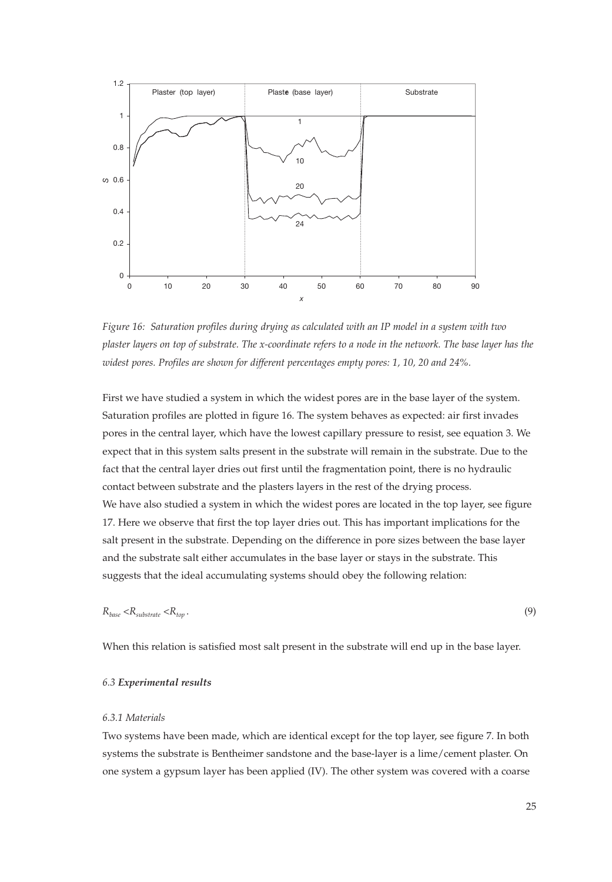Figure 16: *Saturation profiles during drying as calculated with an IP model in a system with two plaster layers on top of substrate. The x-coordinate refers to a node in the network. The base layer has the widest pores. Profiles are shown for different percentages empty pores: 1, 10, 20 and 24%.*

First we have studied a system in which the widest pores are in the base layer of the system. Saturation profiles are plotted in figure 16. The system behaves as expected: air first invades pores in the central layer, which have the lowest capillary pressure to resist, see equation 3. We expect that in this system salts present in the substrate will remain in the substrate. Due to the fact that the central layer dries out first until the fragmentation point, there is no hydraulic contact between substrate and the plasters layers in the rest of the drying process.

We have also studied a system in which the widest pores are located in the top layer, see figure 17. Here we observe that first the top layer dries out. This has important implications for the salt present in the substrate. Depending on the difference in pore sizes between the base layer and the substrate salt either accumulates in the base layer or stays in the substrate. This suggests that the ideal accumulating systems should obey the following relation:

$$R_{base} < R_{substrate} < R_{top} . \tag{9}$$

When this relation is satisfied most salt present in the substrate will end up in the base layer.

### *6.3 Experimental results*

#### *6.3.1 Materials*

Two systems have been made, which are identical except for the top layer, see figure 7. In both systems the substrate is Bentheimer sandstone and the base-layer is a lime/cement plaster. On one system a gypsum layer has been applied (IV). The other system was covered with a coarse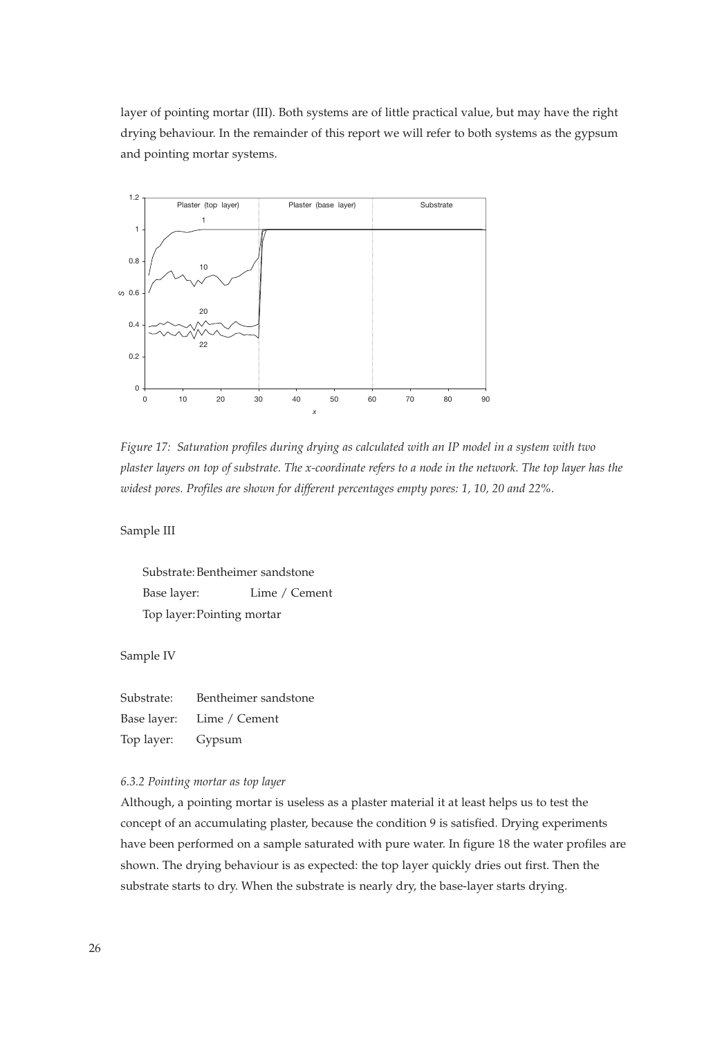layer of pointing mortar (III). Both systems are of little practical value, but may have the right drying behaviour. In the remainder of this report we will refer to both systems as the gypsum and pointing mortar systems.

*Figure 17: Saturation profiles during drying as calculated with an IP model in a system with two plaster layers on top of substrate. The x-coordinate refers to a node in the network. The top layer has the widest pores. Profiles are shown for different percentages empty pores: 1, 10, 20 and 22%.*

Sample III

Substrate: Bentheimer sandstone
Base layer: Lime / Cement
Top layer: Pointing mortar

Sample IV

Substrate: Bentheimer sandstone
Base layer: Lime / Cement
Top layer: Gypsum

*6.3.2 Pointing mortar as top layer*

Although, a pointing mortar is useless as a plaster material it at least helps us to test the concept of an accumulating plaster, because the condition 9 is satisfied. Drying experiments have been performed on a sample saturated with pure water. In figure 18 the water profiles are shown. The drying behaviour is as expected: the top layer quickly dries out first. Then the substrate starts to dry. When the substrate is nearly dry, the base-layer starts drying.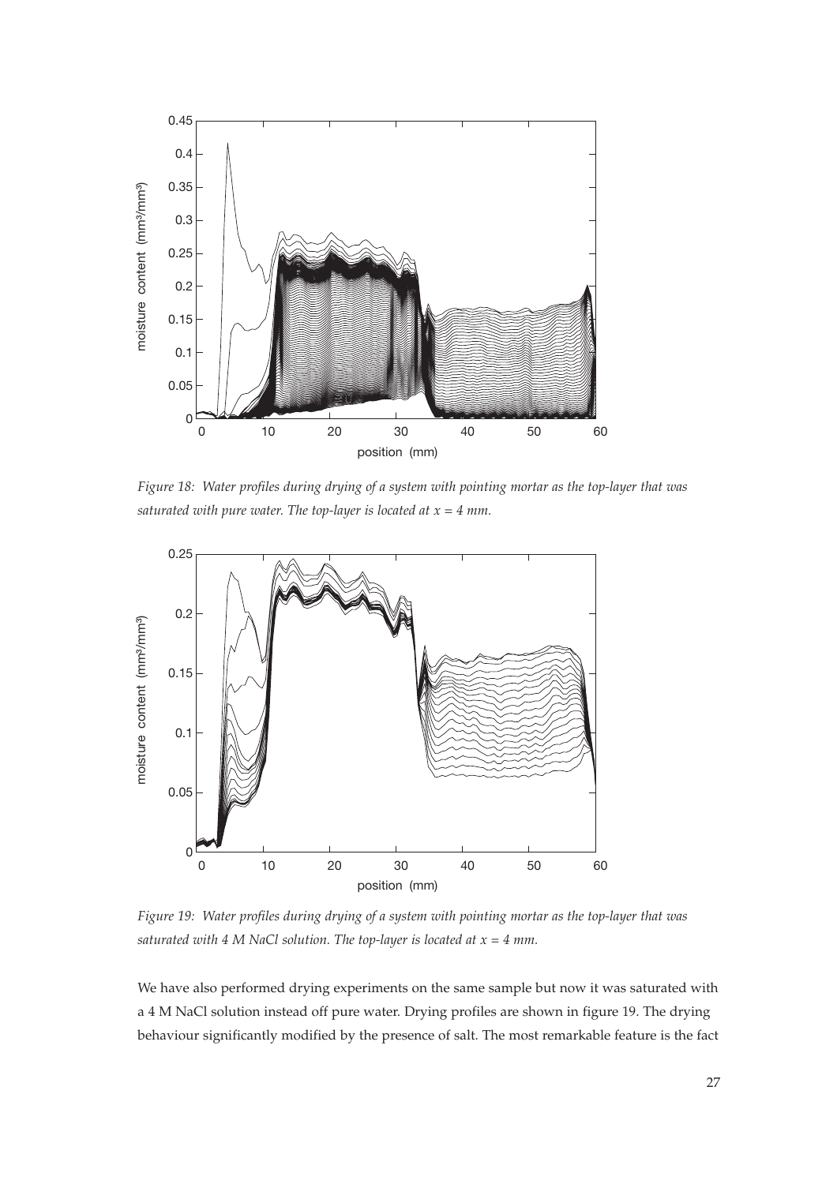*Figure 18: Water profiles during drying of a system with pointing mortar as the top-layer that was saturated with pure water. The top-layer is located at x = 4 mm.*

*Figure 19: Water profiles during drying of a system with pointing mortar as the top-layer that was saturated with 4 M NaCl solution. The top-layer is located at x = 4 mm.*

We have also performed drying experiments on the same sample but now it was saturated with a 4 M NaCl solution instead off pure water. Drying profiles are shown in figure 19. The drying behaviour significantly modified by the presence of salt. The most remarkable feature is the fact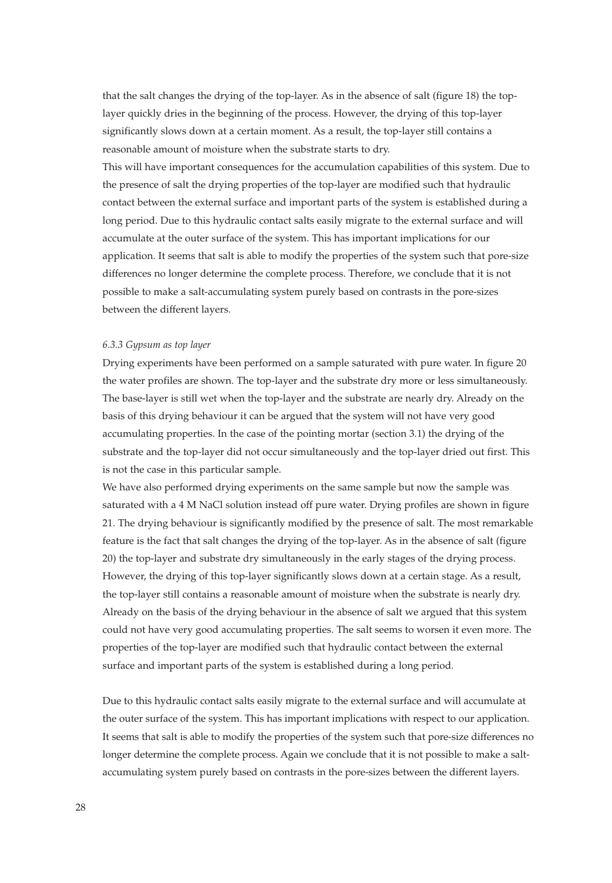that the salt changes the drying of the top-layer. As in the absence of salt (figure 18) the top-layer quickly dries in the beginning of the process. However, the drying of this top-layer significantly slows down at a certain moment. As a result, the top-layer still contains a reasonable amount of moisture when the substrate starts to dry.

This will have important consequences for the accumulation capabilities of this system. Due to the presence of salt the drying properties of the top-layer are modified such that hydraulic contact between the external surface and important parts of the system is established during a long period. Due to this hydraulic contact salts easily migrate to the external surface and will accumulate at the outer surface of the system. This has important implications for our application. It seems that salt is able to modify the properties of the system such that pore-size differences no longer determine the complete process. Therefore, we conclude that it is not possible to make a salt-accumulating system purely based on contrasts in the pore-sizes between the different layers.

### *6.3.3 Gypsum as top layer*

Drying experiments have been performed on a sample saturated with pure water. In figure 20 the water profiles are shown. The top-layer and the substrate dry more or less simultaneously. The base-layer is still wet when the top-layer and the substrate are nearly dry. Already on the basis of this drying behaviour it can be argued that the system will not have very good accumulating properties. In the case of the pointing mortar (section 3.1) the drying of the substrate and the top-layer did not occur simultaneously and the top-layer dried out first. This is not the case in this particular sample.

We have also performed drying experiments on the same sample but now the sample was saturated with a 4 M NaCl solution instead off pure water. Drying profiles are shown in figure 21. The drying behaviour is significantly modified by the presence of salt. The most remarkable feature is the fact that salt changes the drying of the top-layer. As in the absence of salt (figure 20) the top-layer and substrate dry simultaneously in the early stages of the drying process. However, the drying of this top-layer significantly slows down at a certain stage. As a result, the top-layer still contains a reasonable amount of moisture when the substrate is nearly dry. Already on the basis of the drying behaviour in the absence of salt we argued that this system could not have very good accumulating properties. The salt seems to worsen it even more. The properties of the top-layer are modified such that hydraulic contact between the external surface and important parts of the system is established during a long period.

Due to this hydraulic contact salts easily migrate to the external surface and will accumulate at the outer surface of the system. This has important implications with respect to our application. It seems that salt is able to modify the properties of the system such that pore-size differences no longer determine the complete process. Again we conclude that it is not possible to make a salt-accumulating system purely based on contrasts in the pore-sizes between the different layers.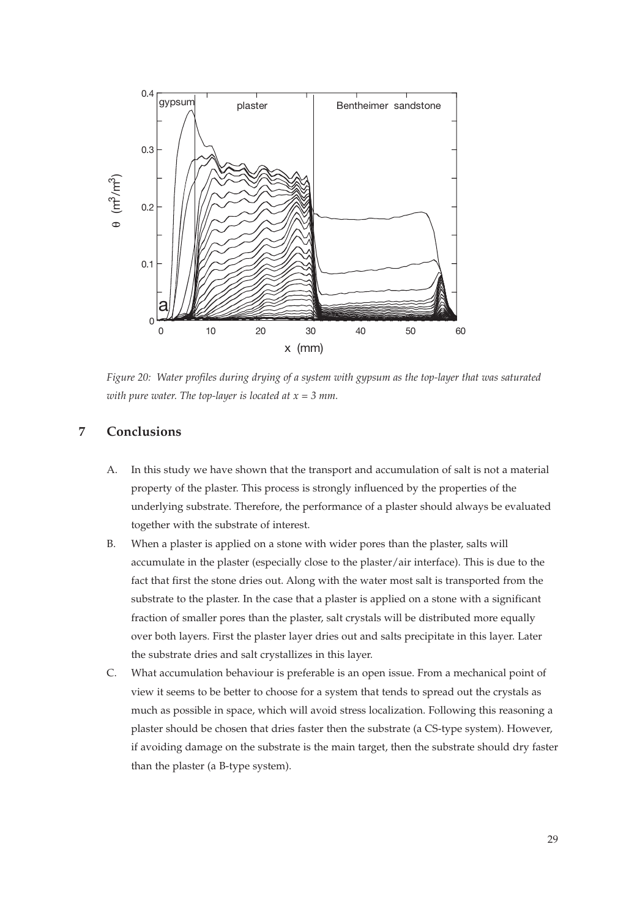*Figure 20: Water profiles during drying of a system with gypsum as the top-layer that was saturated with pure water. The top-layer is located at x = 3 mm.*

## 7 Conclusions

A. In this study we have shown that the transport and accumulation of salt is not a material property of the plaster. This process is strongly influenced by the properties of the underlying substrate. Therefore, the performance of a plaster should always be evaluated together with the substrate of interest.

B. When a plaster is applied on a stone with wider pores than the plaster, salts will accumulate in the plaster (especially close to the plaster/air interface). This is due to the fact that first the stone dries out. Along with the water most salt is transported from the substrate to the plaster. In the case that a plaster is applied on a stone with a significant fraction of smaller pores than the plaster, salt crystals will be distributed more equally over both layers. First the plaster layer dries out and salts precipitate in this layer. Later the substrate dries and salt crystallizes in this layer.

C. What accumulation behaviour is preferable is an open issue. From a mechanical point of view it seems to be better to choose for a system that tends to spread out the crystals as much as possible in space, which will avoid stress localization. Following this reasoning a plaster should be chosen that dries faster then the substrate (a CS-type system). However, if avoiding damage on the substrate is the main target, then the substrate should dry faster than the plaster (a B-type system).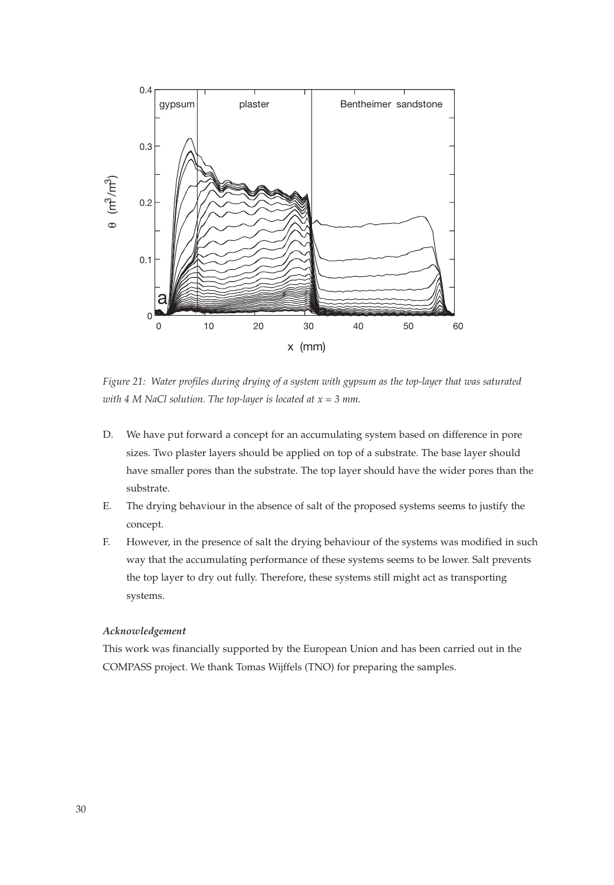*Figure 21: Water profiles during drying of a system with gypsum as the top-layer that was saturated with 4 M NaCl solution. The top-layer is located at x = 3 mm.*

D. We have put forward a concept for an accumulating system based on difference in pore sizes. Two plaster layers should be applied on top of a substrate. The base layer should have smaller pores than the substrate. The top layer should have the wider pores than the substrate.

E. The drying behaviour in the absence of salt of the proposed systems seems to justify the concept.

F. However, in the presence of salt the drying behaviour of the systems was modified in such way that the accumulating performance of these systems seems to be lower. Salt prevents the top layer to dry out fully. Therefore, these systems still might act as transporting systems.

***Acknowledgement***

This work was financially supported by the European Union and has been carried out in the COMPASS project. We thank Tomas Wijffels (TNO) for preparing the samples.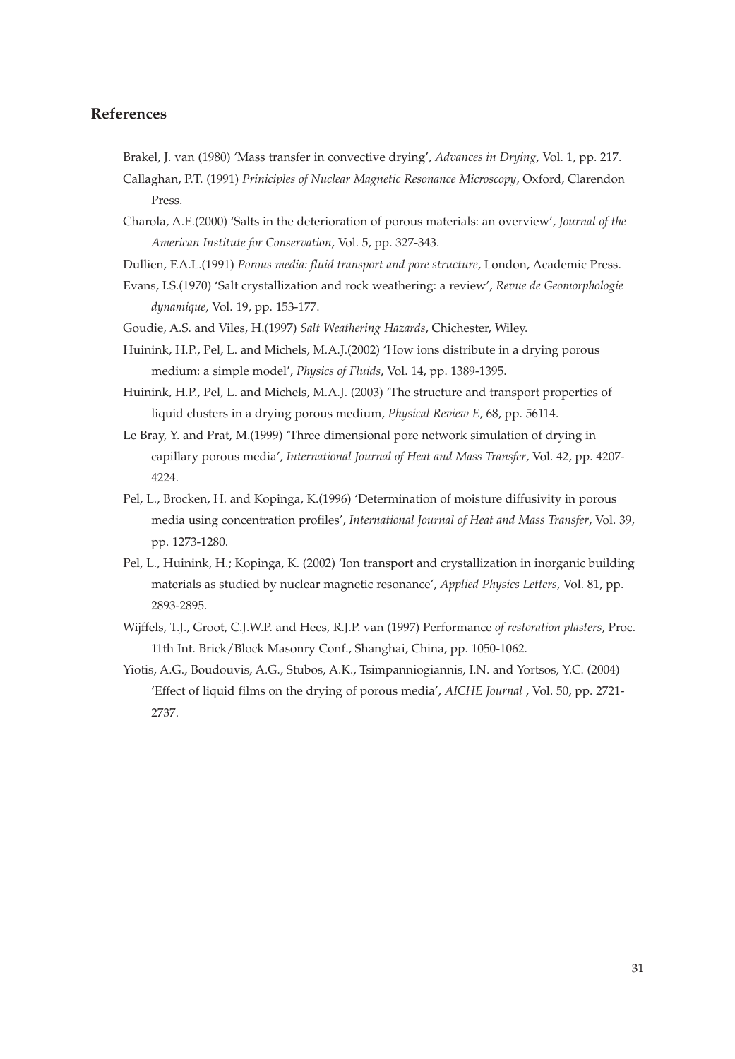## References

Brakel, J. van (1980) 'Mass transfer in convective drying', *Advances in Drying*, Vol. 1, pp. 217.

Callaghan, P.T. (1991) *Priniciples of Nuclear Magnetic Resonance Microscopy*, Oxford, Clarendon Press.

Charola, A.E.(2000) 'Salts in the deterioration of porous materials: an overview', *Journal of the American Institute for Conservation*, Vol. 5, pp. 327-343.

Dullien, F.A.L.(1991) *Porous media: fluid transport and pore structure*, London, Academic Press.

Evans, I.S.(1970) 'Salt crystallization and rock weathering: a review', *Revue de Geomorphologie dynamique*, Vol. 19, pp. 153-177.

Goudie, A.S. and Viles, H.(1997) *Salt Weathering Hazards*, Chichester, Wiley.

Huinink, H.P., Pel, L. and Michels, M.A.J.(2002) 'How ions distribute in a drying porous medium: a simple model', *Physics of Fluids*, Vol. 14, pp. 1389-1395.

Huinink, H.P., Pel, L. and Michels, M.A.J. (2003) 'The structure and transport properties of liquid clusters in a drying porous medium, *Physical Review E*, 68, pp. 56114.

Le Bray, Y. and Prat, M.(1999) 'Three dimensional pore network simulation of drying in capillary porous media', *International Journal of Heat and Mass Transfer*, Vol. 42, pp. 4207-4224.

Pel, L., Brocken, H. and Kopinga, K.(1996) 'Determination of moisture diffusivity in porous media using concentration profiles', *International Journal of Heat and Mass Transfer*, Vol. 39, pp. 1273-1280.

Pel, L., Huinink, H.; Kopinga, K. (2002) 'Ion transport and crystallization in inorganic building materials as studied by nuclear magnetic resonance', *Applied Physics Letters*, Vol. 81, pp. 2893-2895.

Wijffels, T.J., Groot, C.J.W.P. and Hees, R.J.P. van (1997) Performance *of restoration plasters*, Proc. 11th Int. Brick/Block Masonry Conf., Shanghai, China, pp. 1050-1062.

Yiotis, A.G., Boudouvis, A.G., Stubos, A.K., Tsimpanniogiannis, I.N. and Yortsos, Y.C. (2004) 'Effect of liquid films on the drying of porous media', *AICHE Journal* , Vol. 50, pp. 2721-2737.